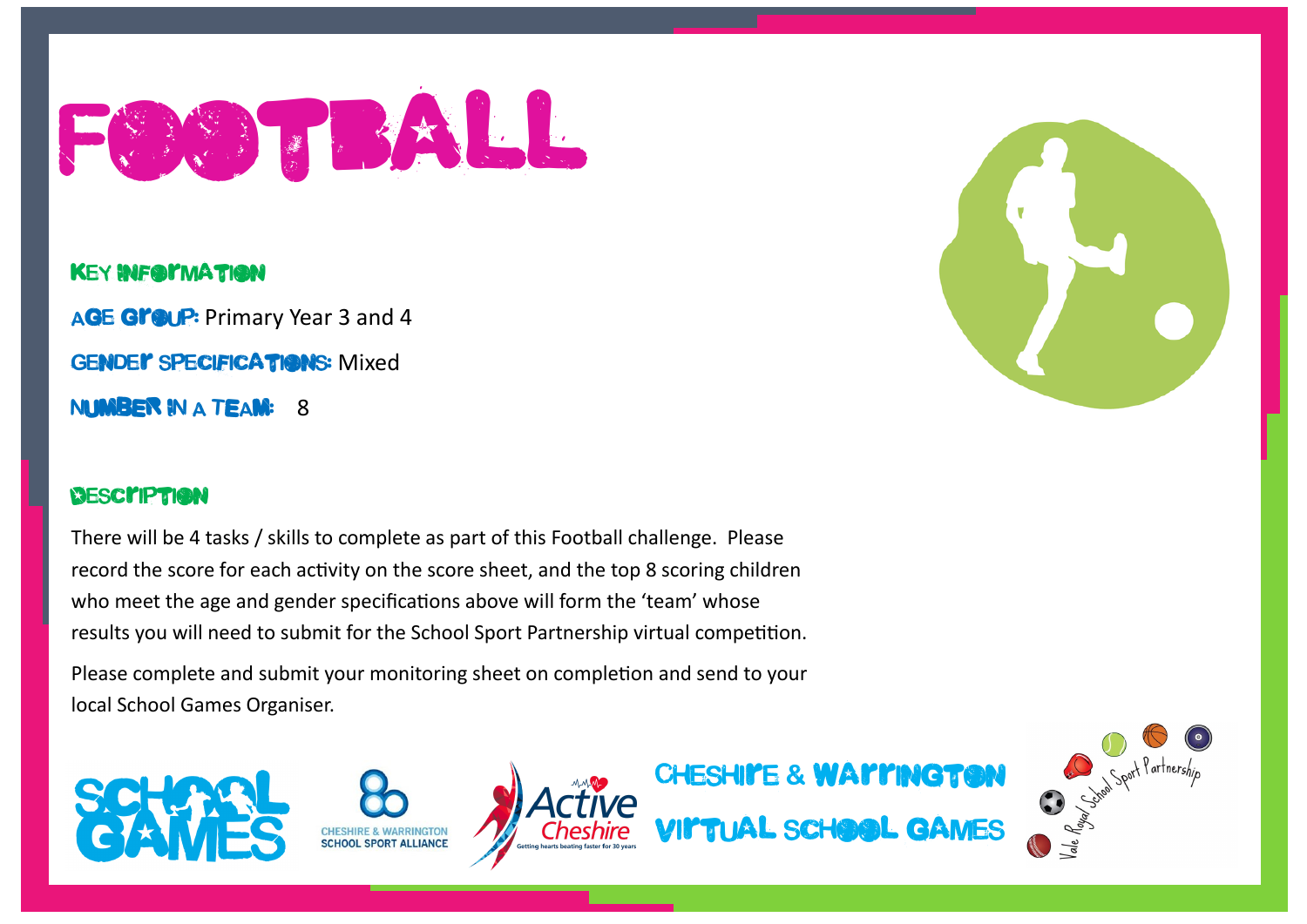# FOOTBALL

## Key Information

**Age Group:** Primary Year 3 and 4

**Gender Specifications:** Mixed

**Number in a Team:** 8

## Description

There will be 4 tasks / skills to complete as part of this Football challenge. Please record the score for each activity on the score sheet, and the top 8 scoring children who meet the age and gender specifications above will form the 'team' whose results you will need to submit for the School Sport Partnership virtual competition.

Please complete and submit your monitoring sheet on completion and send to your local School Games Organiser.

SCHOOL GAMES

CHESHIRE & WARRINGTON SCHOOL SPORT ALLIANCE

Active Cheshire — Getting hearts beating faster for 30 years

CHESHIRE & WARRINGTON VIRTUAL SCHOOL GAMES

Vale Royal School Sport Partnership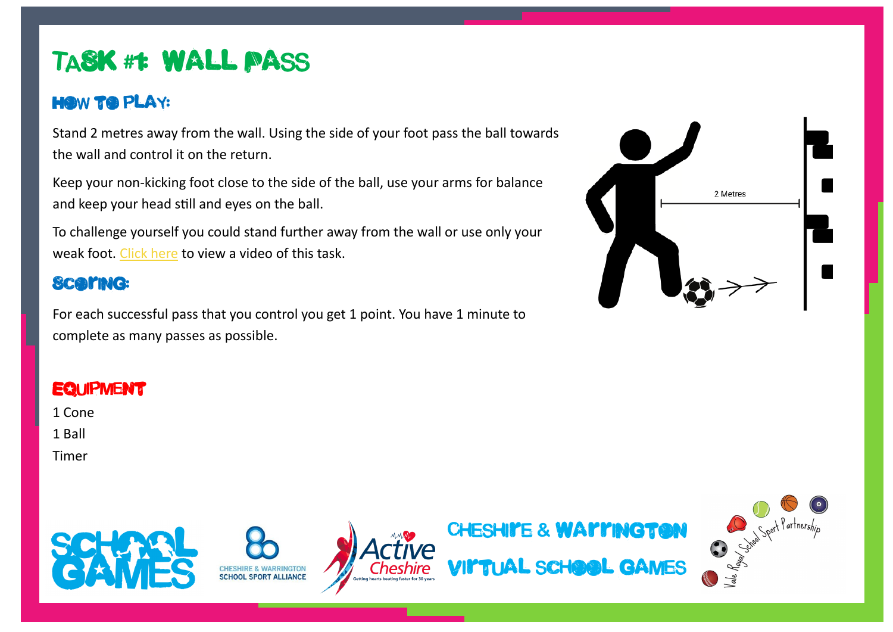# TASK #1: WALL PASS

## HOW TO PLAY:

Stand 2 metres away from the wall. Using the side of your foot pass the ball towards the wall and control it on the return.

Keep your non-kicking foot close to the side of the ball, use your arms for balance and keep your head still and eyes on the ball.

To challenge yourself you could stand further away from the wall or use only your weak foot. Click here to view a video of this task.

2 Metres

## SCORING:

For each successful pass that you control you get 1 point. You have 1 minute to complete as many passes as possible.

## EQUIPMENT

1 Cone

1 Ball

Timer

SCHOOL GAMES

CHESHIRE & WARRINGTON SCHOOL SPORT ALLIANCE

Active Cheshire — Getting hearts beating faster for 30 years

CHESHIRE & WARRINGTON VIRTUAL SCHOOL GAMES

Vale Royal School Sport Partnership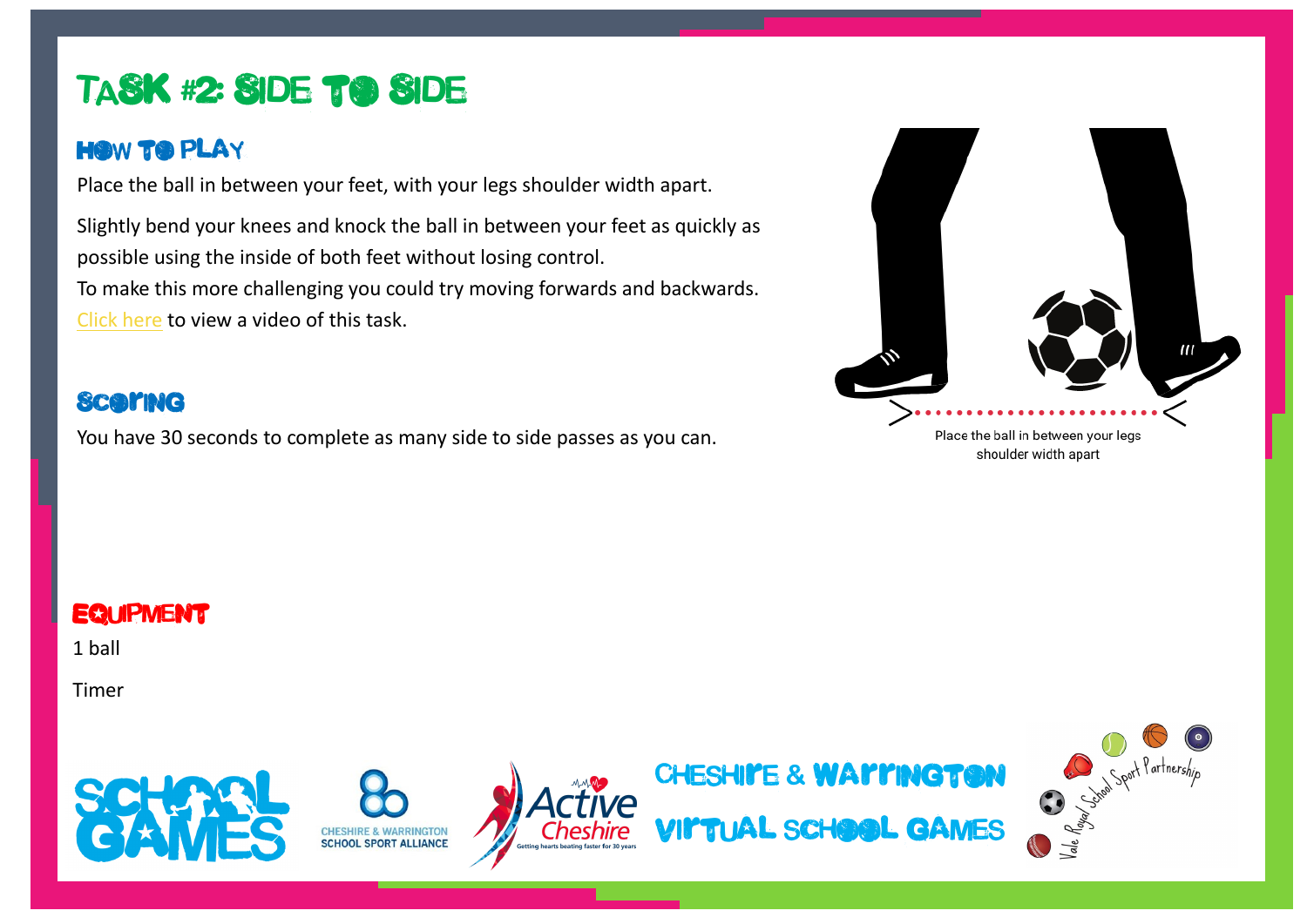# Task #2: Side to Side

## How to Play

Place the ball in between your feet, with your legs shoulder width apart.

Slightly bend your knees and knock the ball in between your feet as quickly as possible using the inside of both feet without losing control.
To make this more challenging you could try moving forwards and backwards.
Click here to view a video of this task.

Place the ball in between your legs shoulder width apart

## Scoring

You have 30 seconds to complete as many side to side passes as you can.

## Equipment

1 ball

Timer

Cheshire & Warrington Virtual School Games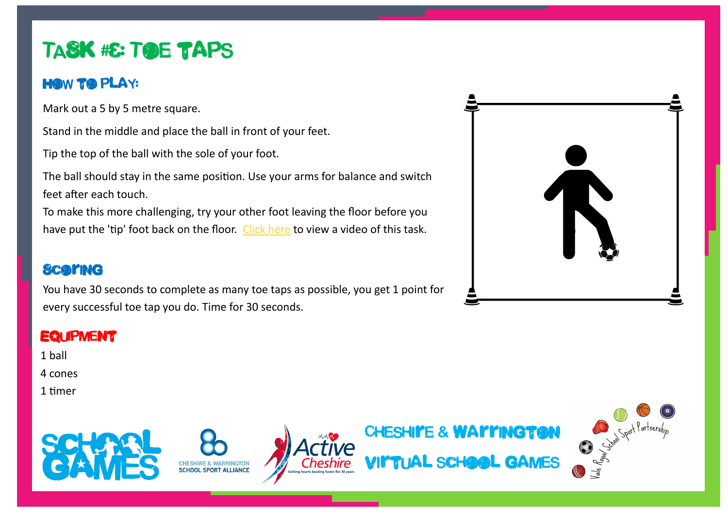# TASK #8: TOE TAPS

## HOW TO PLAY:

Mark out a 5 by 5 metre square.

Stand in the middle and place the ball in front of your feet.

Tip the top of the ball with the sole of your foot.

The ball should stay in the same position. Use your arms for balance and switch feet after each touch.

To make this more challenging, try your other foot leaving the floor before you have put the 'tip' foot back on the floor. Click here to view a video of this task.

## SCORING

You have 30 seconds to complete as many toe taps as possible, you get 1 point for every successful toe tap you do. Time for 30 seconds.

## EQUIPMENT

1 ball

4 cones

1 timer

CHESHIRE & WARRINGTON VIRTUAL SCHOOL GAMES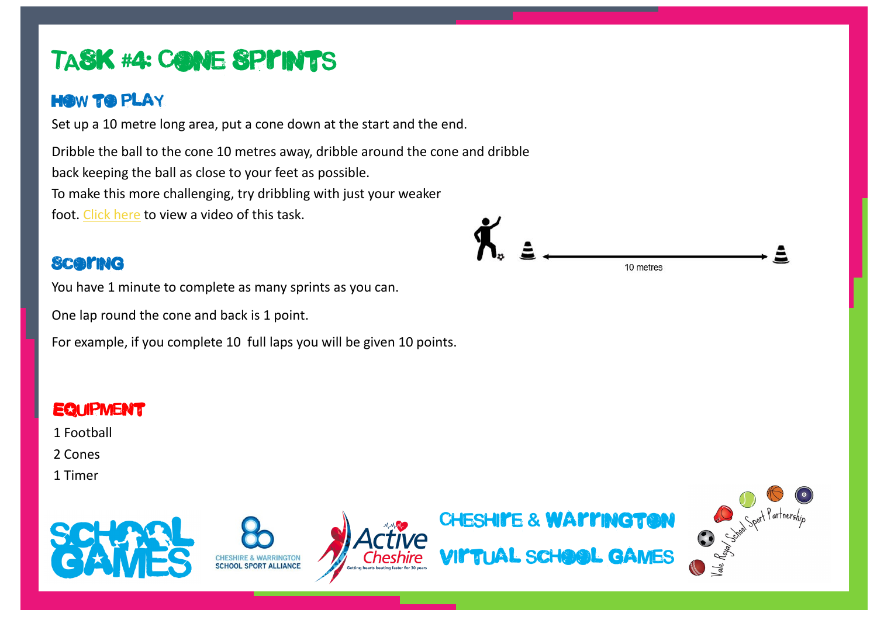# TASK #4: CONE SPRINTS

## HOW TO PLAY

Set up a 10 metre long area, put a cone down at the start and the end.

Dribble the ball to the cone 10 metres away, dribble around the cone and dribble back keeping the ball as close to your feet as possible.
To make this more challenging, try dribbling with just your weaker foot. Click here to view a video of this task.

10 metres

## SCORING

You have 1 minute to complete as many sprints as you can.

One lap round the cone and back is 1 point.

For example, if you complete 10 full laps you will be given 10 points.

## EQUIPMENT

1 Football
2 Cones
1 Timer

SCHOOL GAMES

CHESHIRE & WARRINGTON SCHOOL SPORT ALLIANCE

Active Cheshire — Getting hearts beating faster for 30 years

CHESHIRE & WARRINGTON VIRTUAL SCHOOL GAMES

Vale Royal School Sport Partnership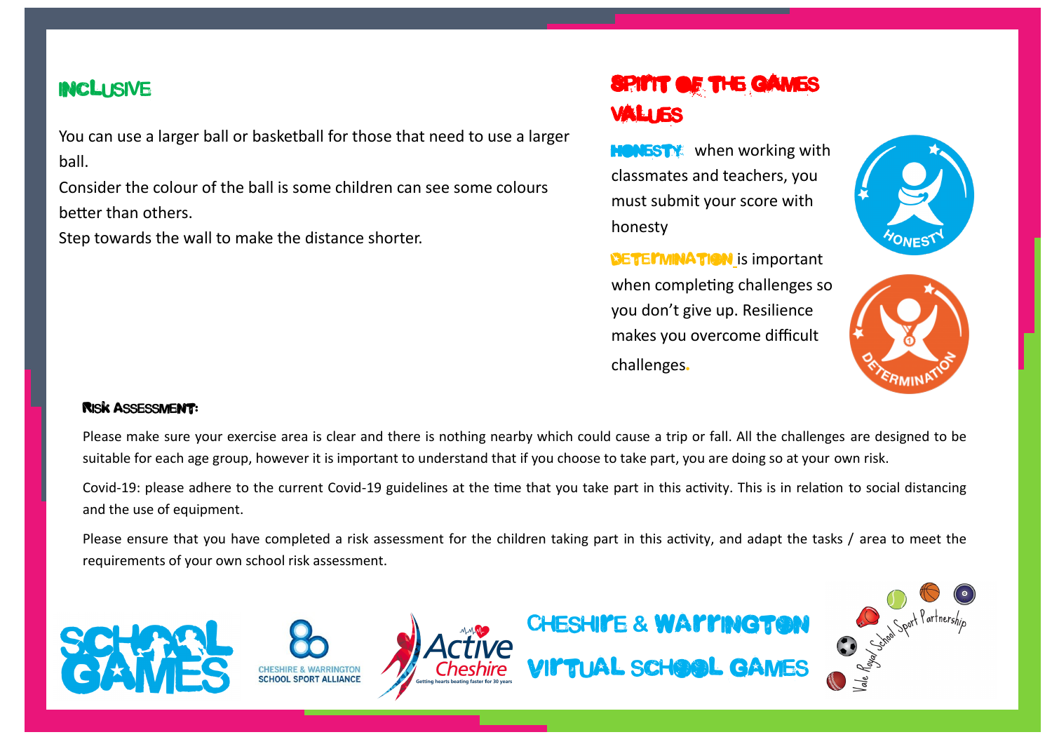## INCLUSIVE

You can use a larger ball or basketball for those that need to use a larger ball.

Consider the colour of the ball is some children can see some colours better than others.

Step towards the wall to make the distance shorter.

## SPIRIT OF THE GAMES VALUES

**HONESTY** when working with classmates and teachers, you must submit your score with honesty

**DETERMINATION** is important when completing challenges so you don't give up. Resilience makes you overcome difficult challenges.

HONESTY

DETERMINATION

### Risk Assessment:

Please make sure your exercise area is clear and there is nothing nearby which could cause a trip or fall. All the challenges are designed to be suitable for each age group, however it is important to understand that if you choose to take part, you are doing so at your own risk.

Covid-19: please adhere to the current Covid-19 guidelines at the time that you take part in this activity. This is in relation to social distancing and the use of equipment.

Please ensure that you have completed a risk assessment for the children taking part in this activity, and adapt the tasks / area to meet the requirements of your own school risk assessment.

SCHOOL GAMES

CHESHIRE & WARRINGTON SCHOOL SPORT ALLIANCE

Active Cheshire — Getting hearts beating faster for 30 years

CHESHIRE & WARRINGTON VIRTUAL SCHOOL GAMES

Vale Royal School Sport Partnership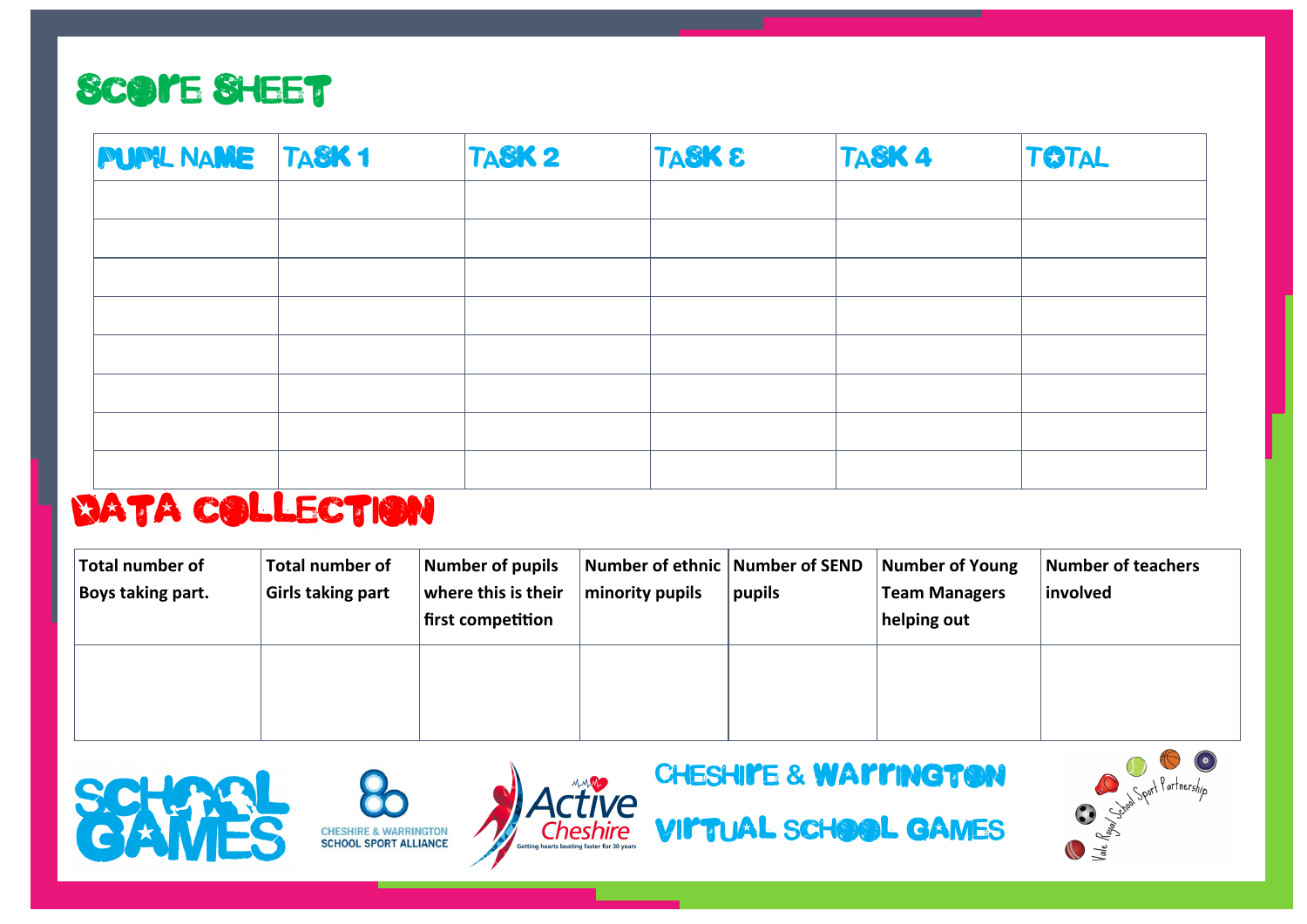# Score Sheet

| Pupil Name | Task 1 | Task 2 | Task 3 | Task 4 | Total |
|---|---|---|---|---|---|
| | | | | | |
| | | | | | |
| | | | | | |
| | | | | | |
| | | | | | |
| | | | | | |
| | | | | | |
| | | | | | |

# Data Collection

| Total number of Boys taking part. | Total number of Girls taking part | Number of pupils where this is their first competition | Number of ethnic minority pupils | Number of SEND pupils | Number of Young Team Managers helping out | Number of teachers involved |
|---|---|---|---|---|---|---|
| | | | | | | |

School Games

Cheshire & Warrington School Sport Alliance

Active Cheshire — Getting hearts beating faster for 30 years

Cheshire & Warrington Virtual School Games

Vale Royal School Sport Partnership